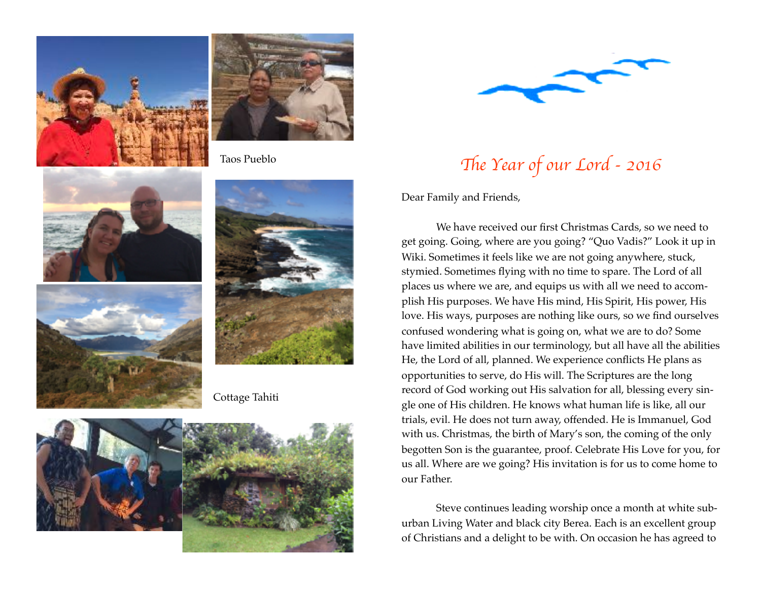Taos Pueblo

Cottage Tahiti

# *The Year of our Lord - 2016*

Dear Family and Friends,

We have received our first Christmas Cards, so we need to get going. Going, where are you going? "Quo Vadis?" Look it up in Wiki. Sometimes it feels like we are not going anywhere, stuck, stymied. Sometimes flying with no time to spare. The Lord of all places us where we are, and equips us with all we need to accomplish His purposes. We have His mind, His Spirit, His power, His love. His ways, purposes are nothing like ours, so we find ourselves confused wondering what is going on, what we are to do? Some have limited abilities in our terminology, but all have all the abilities He, the Lord of all, planned. We experience conflicts He plans as opportunities to serve, do His will. The Scriptures are the long record of God working out His salvation for all, blessing every single one of His children. He knows what human life is like, all our trials, evil. He does not turn away, offended. He is Immanuel, God with us. Christmas, the birth of Mary's son, the coming of the only begotten Son is the guarantee, proof. Celebrate His Love for you, for us all. Where are we going? His invitation is for us to come home to our Father.

Steve continues leading worship once a month at white suburban Living Water and black city Berea. Each is an excellent group of Christians and a delight to be with. On occasion he has agreed to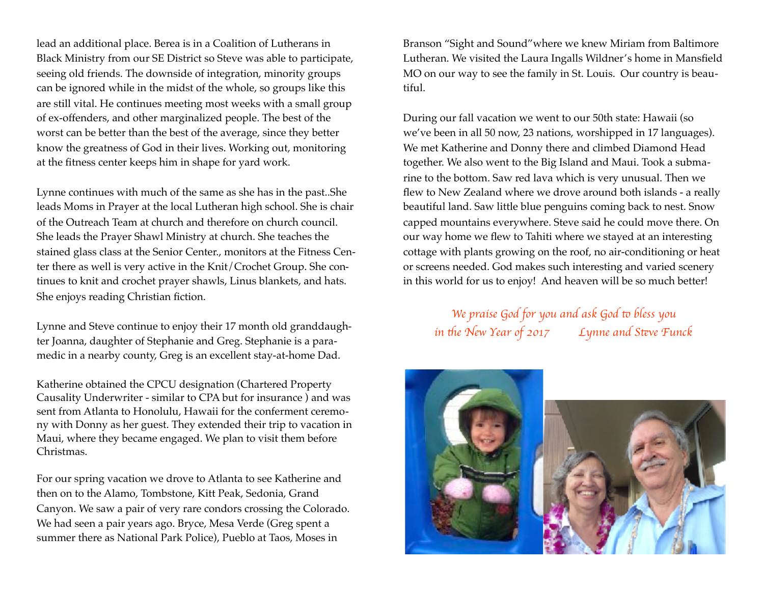lead an additional place. Berea is in a Coalition of Lutherans in Black Ministry from our SE District so Steve was able to participate, seeing old friends. The downside of integration, minority groups can be ignored while in the midst of the whole, so groups like this are still vital. He continues meeting most weeks with a small group of ex-offenders, and other marginalized people. The best of the worst can be better than the best of the average, since they better know the greatness of God in their lives. Working out, monitoring at the fitness center keeps him in shape for yard work.

Lynne continues with much of the same as she has in the past..She leads Moms in Prayer at the local Lutheran high school. She is chair of the Outreach Team at church and therefore on church council. She leads the Prayer Shawl Ministry at church. She teaches the stained glass class at the Senior Center., monitors at the Fitness Center there as well is very active in the Knit/Crochet Group. She continues to knit and crochet prayer shawls, Linus blankets, and hats. She enjoys reading Christian fiction.

Lynne and Steve continue to enjoy their 17 month old granddaughter Joanna, daughter of Stephanie and Greg. Stephanie is a paramedic in a nearby county, Greg is an excellent stay-at-home Dad.

Katherine obtained the CPCU designation (Chartered Property Causality Underwriter - similar to CPA but for insurance ) and was sent from Atlanta to Honolulu, Hawaii for the conferment ceremony with Donny as her guest. They extended their trip to vacation in Maui, where they became engaged. We plan to visit them before Christmas.

For our spring vacation we drove to Atlanta to see Katherine and then on to the Alamo, Tombstone, Kitt Peak, Sedonia, Grand Canyon. We saw a pair of very rare condors crossing the Colorado. We had seen a pair years ago. Bryce, Mesa Verde (Greg spent a summer there as National Park Police), Pueblo at Taos, Moses in Branson "Sight and Sound"where we knew Miriam from Baltimore Lutheran. We visited the Laura Ingalls Wildner's home in Mansfield MO on our way to see the family in St. Louis. Our country is beautiful.

During our fall vacation we went to our 50th state: Hawaii (so we've been in all 50 now, 23 nations, worshipped in 17 languages). We met Katherine and Donny there and climbed Diamond Head together. We also went to the Big Island and Maui. Took a submarine to the bottom. Saw red lava which is very unusual. Then we flew to New Zealand where we drove around both islands - a really beautiful land. Saw little blue penguins coming back to nest. Snow capped mountains everywhere. Steve said he could move there. On our way home we flew to Tahiti where we stayed at an interesting cottage with plants growing on the roof, no air-conditioning or heat or screens needed. God makes such interesting and varied scenery in this world for us to enjoy! And heaven will be so much better!

*We praise God for you and ask God to bless you*
*in the New Year of 2017 Lynne and Steve Funck*